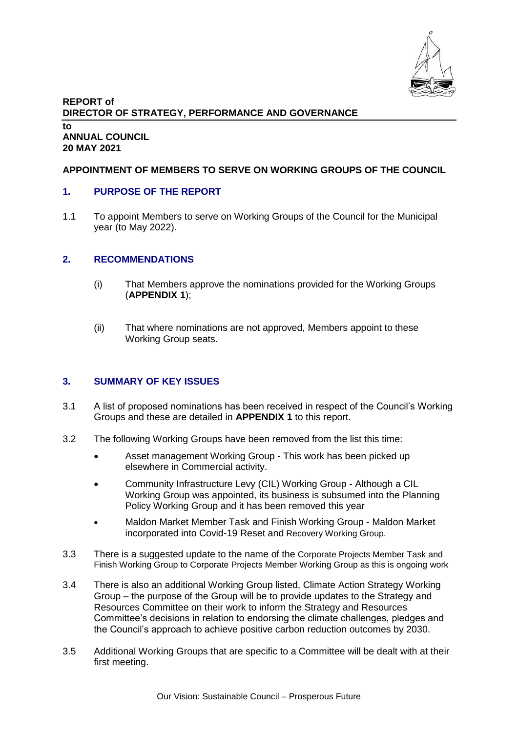**REPORT of**
**DIRECTOR OF STRATEGY, PERFORMANCE AND GOVERNANCE**

**to**
**ANNUAL COUNCIL**
**20 MAY 2021**

**APPOINTMENT OF MEMBERS TO SERVE ON WORKING GROUPS OF THE COUNCIL**

## 1. PURPOSE OF THE REPORT

1.1 To appoint Members to serve on Working Groups of the Council for the Municipal year (to May 2022).

## 2. RECOMMENDATIONS

(i) That Members approve the nominations provided for the Working Groups (**APPENDIX 1**);

(ii) That where nominations are not approved, Members appoint to these Working Group seats.

## 3. SUMMARY OF KEY ISSUES

3.1 A list of proposed nominations has been received in respect of the Council's Working Groups and these are detailed in **APPENDIX 1** to this report.

3.2 The following Working Groups have been removed from the list this time:

- Asset management Working Group - This work has been picked up elsewhere in Commercial activity.
- Community Infrastructure Levy (CIL) Working Group - Although a CIL Working Group was appointed, its business is subsumed into the Planning Policy Working Group and it has been removed this year
- Maldon Market Member Task and Finish Working Group - Maldon Market incorporated into Covid-19 Reset and Recovery Working Group.

3.3 There is a suggested update to the name of the Corporate Projects Member Task and Finish Working Group to Corporate Projects Member Working Group as this is ongoing work

3.4 There is also an additional Working Group listed, Climate Action Strategy Working Group – the purpose of the Group will be to provide updates to the Strategy and Resources Committee on their work to inform the Strategy and Resources Committee's decisions in relation to endorsing the climate challenges, pledges and the Council's approach to achieve positive carbon reduction outcomes by 2030.

3.5 Additional Working Groups that are specific to a Committee will be dealt with at their first meeting.

Our Vision: Sustainable Council – Prosperous Future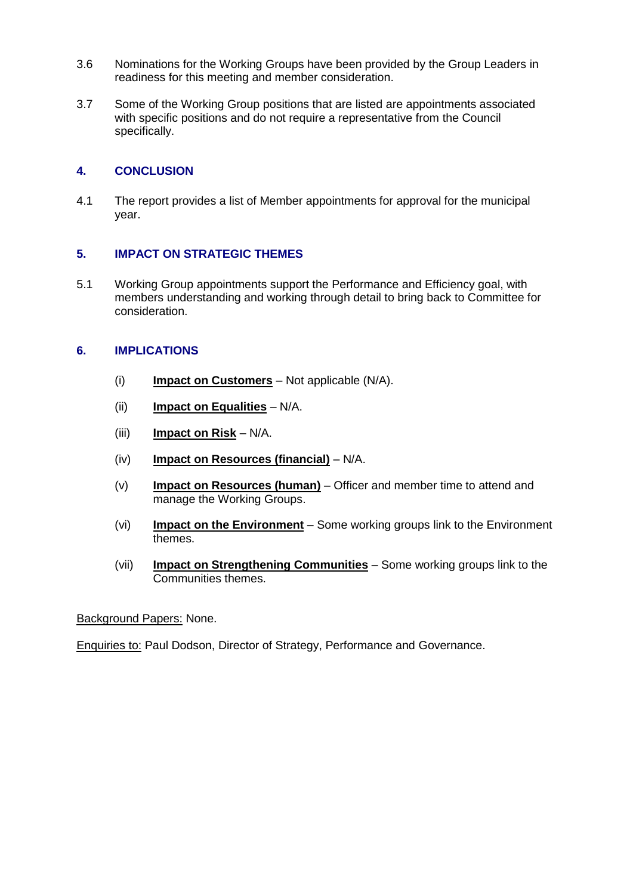3.6 Nominations for the Working Groups have been provided by the Group Leaders in readiness for this meeting and member consideration.

3.7 Some of the Working Group positions that are listed are appointments associated with specific positions and do not require a representative from the Council specifically.

## 4. CONCLUSION

4.1 The report provides a list of Member appointments for approval for the municipal year.

## 5. IMPACT ON STRATEGIC THEMES

5.1 Working Group appointments support the Performance and Efficiency goal, with members understanding and working through detail to bring back to Committee for consideration.

## 6. IMPLICATIONS

(i) **Impact on Customers** – Not applicable (N/A).

(ii) **Impact on Equalities** – N/A.

(iii) **Impact on Risk** – N/A.

(iv) **Impact on Resources (financial)** – N/A.

(v) **Impact on Resources (human)** – Officer and member time to attend and manage the Working Groups.

(vi) **Impact on the Environment** – Some working groups link to the Environment themes.

(vii) **Impact on Strengthening Communities** – Some working groups link to the Communities themes.

Background Papers: None.

Enquiries to: Paul Dodson, Director of Strategy, Performance and Governance.